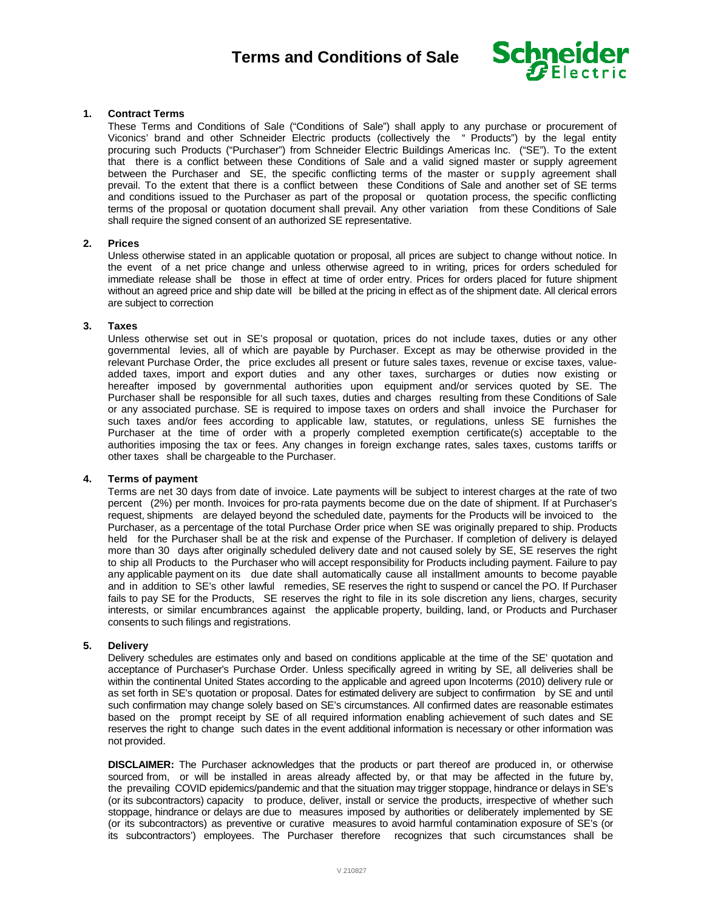# Terms and Conditions of Sale

## 1. Contract Terms

These Terms and Conditions of Sale ("Conditions of Sale") shall apply to any purchase or procurement of Viconics' brand and other Schneider Electric products (collectively the " Products") by the legal entity procuring such Products ("Purchaser") from Schneider Electric Buildings Americas Inc. ("SE"). To the extent that there is a conflict between these Conditions of Sale and a valid signed master or supply agreement between the Purchaser and SE, the specific conflicting terms of the master or supply agreement shall prevail. To the extent that there is a conflict between these Conditions of Sale and another set of SE terms and conditions issued to the Purchaser as part of the proposal or quotation process, the specific conflicting terms of the proposal or quotation document shall prevail. Any other variation from these Conditions of Sale shall require the signed consent of an authorized SE representative.

## 2. Prices

Unless otherwise stated in an applicable quotation or proposal, all prices are subject to change without notice. In the event of a net price change and unless otherwise agreed to in writing, prices for orders scheduled for immediate release shall be those in effect at time of order entry. Prices for orders placed for future shipment without an agreed price and ship date will be billed at the pricing in effect as of the shipment date. All clerical errors are subject to correction

## 3. Taxes

Unless otherwise set out in SE's proposal or quotation, prices do not include taxes, duties or any other governmental levies, all of which are payable by Purchaser. Except as may be otherwise provided in the relevant Purchase Order, the price excludes all present or future sales taxes, revenue or excise taxes, value-added taxes, import and export duties and any other taxes, surcharges or duties now existing or hereafter imposed by governmental authorities upon equipment and/or services quoted by SE. The Purchaser shall be responsible for all such taxes, duties and charges resulting from these Conditions of Sale or any associated purchase. SE is required to impose taxes on orders and shall invoice the Purchaser for such taxes and/or fees according to applicable law, statutes, or regulations, unless SE furnishes the Purchaser at the time of order with a properly completed exemption certificate(s) acceptable to the authorities imposing the tax or fees. Any changes in foreign exchange rates, sales taxes, customs tariffs or other taxes shall be chargeable to the Purchaser.

## 4. Terms of payment

Terms are net 30 days from date of invoice. Late payments will be subject to interest charges at the rate of two percent (2%) per month. Invoices for pro-rata payments become due on the date of shipment. If at Purchaser's request, shipments are delayed beyond the scheduled date, payments for the Products will be invoiced to the Purchaser, as a percentage of the total Purchase Order price when SE was originally prepared to ship. Products held for the Purchaser shall be at the risk and expense of the Purchaser. If completion of delivery is delayed more than 30 days after originally scheduled delivery date and not caused solely by SE, SE reserves the right to ship all Products to the Purchaser who will accept responsibility for Products including payment. Failure to pay any applicable payment on its due date shall automatically cause all installment amounts to become payable and in addition to SE's other lawful remedies, SE reserves the right to suspend or cancel the PO. If Purchaser fails to pay SE for the Products, SE reserves the right to file in its sole discretion any liens, charges, security interests, or similar encumbrances against the applicable property, building, land, or Products and Purchaser consents to such filings and registrations.

## 5. Delivery

Delivery schedules are estimates only and based on conditions applicable at the time of the SE' quotation and acceptance of Purchaser's Purchase Order. Unless specifically agreed in writing by SE, all deliveries shall be within the continental United States according to the applicable and agreed upon Incoterms (2010) delivery rule or as set forth in SE's quotation or proposal. Dates for estimated delivery are subject to confirmation by SE and until such confirmation may change solely based on SE's circumstances. All confirmed dates are reasonable estimates based on the prompt receipt by SE of all required information enabling achievement of such dates and SE reserves the right to change such dates in the event additional information is necessary or other information was not provided.

**DISCLAIMER:** The Purchaser acknowledges that the products or part thereof are produced in, or otherwise sourced from, or will be installed in areas already affected by, or that may be affected in the future by, the prevailing COVID epidemics/pandemic and that the situation may trigger stoppage, hindrance or delays in SE's (or its subcontractors) capacity to produce, deliver, install or service the products, irrespective of whether such stoppage, hindrance or delays are due to measures imposed by authorities or deliberately implemented by SE (or its subcontractors) as preventive or curative measures to avoid harmful contamination exposure of SE's (or its subcontractors') employees. The Purchaser therefore recognizes that such circumstances shall be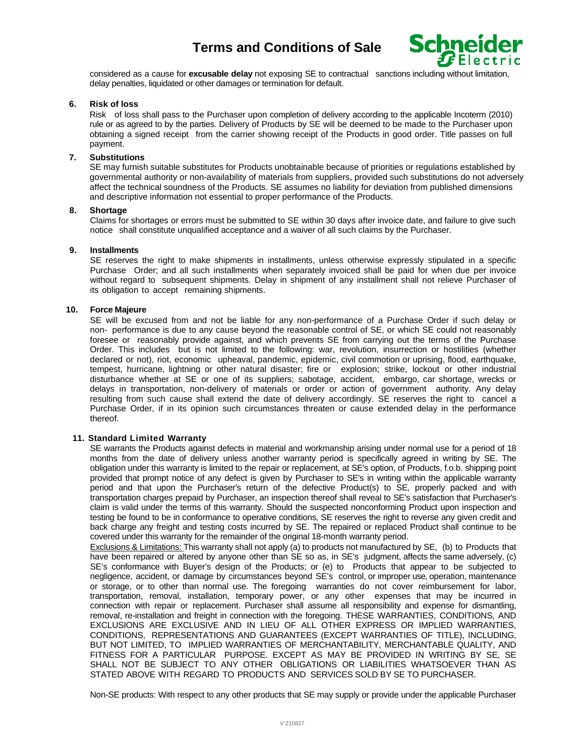considered as a cause for **excusable delay** not exposing SE to contractual sanctions including without limitation, delay penalties, liquidated or other damages or termination for default.

### 6. Risk of loss

Risk of loss shall pass to the Purchaser upon completion of delivery according to the applicable Incoterm (2010) rule or as agreed to by the parties. Delivery of Products by SE will be deemed to be made to the Purchaser upon obtaining a signed receipt from the carrier showing receipt of the Products in good order. Title passes on full payment.

### 7. Substitutions

SE may furnish suitable substitutes for Products unobtainable because of priorities or regulations established by governmental authority or non-availability of materials from suppliers, provided such substitutions do not adversely affect the technical soundness of the Products. SE assumes no liability for deviation from published dimensions and descriptive information not essential to proper performance of the Products.

### 8. Shortage

Claims for shortages or errors must be submitted to SE within 30 days after invoice date, and failure to give such notice shall constitute unqualified acceptance and a waiver of all such claims by the Purchaser.

### 9. Installments

SE reserves the right to make shipments in installments, unless otherwise expressly stipulated in a specific Purchase Order; and all such installments when separately invoiced shall be paid for when due per invoice without regard to subsequent shipments. Delay in shipment of any installment shall not relieve Purchaser of its obligation to accept remaining shipments.

### 10. Force Majeure

SE will be excused from and not be liable for any non-performance of a Purchase Order if such delay or non- performance is due to any cause beyond the reasonable control of SE, or which SE could not reasonably foresee or reasonably provide against, and which prevents SE from carrying out the terms of the Purchase Order. This includes but is not limited to the following: war, revolution, insurrection or hostilities (whether declared or not), riot, economic upheaval, pandemic, epidemic, civil commotion or uprising, flood, earthquake, tempest, hurricane, lightning or other natural disaster; fire or explosion; strike, lockout or other industrial disturbance whether at SE or one of its suppliers; sabotage, accident, embargo, car shortage, wrecks or delays in transportation, non-delivery of materials or order or action of government authority. Any delay resulting from such cause shall extend the date of delivery accordingly. SE reserves the right to cancel a Purchase Order, if in its opinion such circumstances threaten or cause extended delay in the performance thereof.

### 11. Standard Limited Warranty

SE warrants the Products against defects in material and workmanship arising under normal use for a period of 18 months from the date of delivery unless another warranty period is specifically agreed in writing by SE. The obligation under this warranty is limited to the repair or replacement, at SE's option, of Products, f.o.b. shipping point provided that prompt notice of any defect is given by Purchaser to SE's in writing within the applicable warranty period and that upon the Purchaser's return of the defective Product(s) to SE, properly packed and with transportation charges prepaid by Purchaser, an inspection thereof shall reveal to SE's satisfaction that Purchaser's claim is valid under the terms of this warranty. Should the suspected nonconforming Product upon inspection and testing be found to be in conformance to operative conditions, SE reserves the right to reverse any given credit and back charge any freight and testing costs incurred by SE. The repaired or replaced Product shall continue to be covered under this warranty for the remainder of the original 18-month warranty period.

Exclusions & Limitations: This warranty shall not apply (a) to products not manufactured by SE, (b) to Products that have been repaired or altered by anyone other than SE so as, in SE's judgment, affects the same adversely, (c) SE's conformance with Buyer's design of the Products; or (e) to Products that appear to be subjected to negligence, accident, or damage by circumstances beyond SE's control, or improper use, operation, maintenance or storage, or to other than normal use. The foregoing warranties do not cover reimbursement for labor, transportation, removal, installation, temporary power, or any other expenses that may be incurred in connection with repair or replacement. Purchaser shall assume all responsibility and expense for dismantling, removal, re-installation and freight in connection with the foregoing. THESE WARRANTIES, CONDITIONS, AND EXCLUSIONS ARE EXCLUSIVE AND IN LIEU OF ALL OTHER EXPRESS OR IMPLIED WARRANTIES, CONDITIONS, REPRESENTATIONS AND GUARANTEES (EXCEPT WARRANTIES OF TITLE), INCLUDING, BUT NOT LIMITED, TO IMPLIED WARRANTIES OF MERCHANTABILITY, MERCHANTABLE QUALITY, AND FITNESS FOR A PARTICULAR PURPOSE. EXCEPT AS MAY BE PROVIDED IN WRITING BY SE, SE SHALL NOT BE SUBJECT TO ANY OTHER OBLIGATIONS OR LIABILITIES WHATSOEVER THAN AS STATED ABOVE WITH REGARD TO PRODUCTS AND SERVICES SOLD BY SE TO PURCHASER.

Non-SE products: With respect to any other products that SE may supply or provide under the applicable Purchaser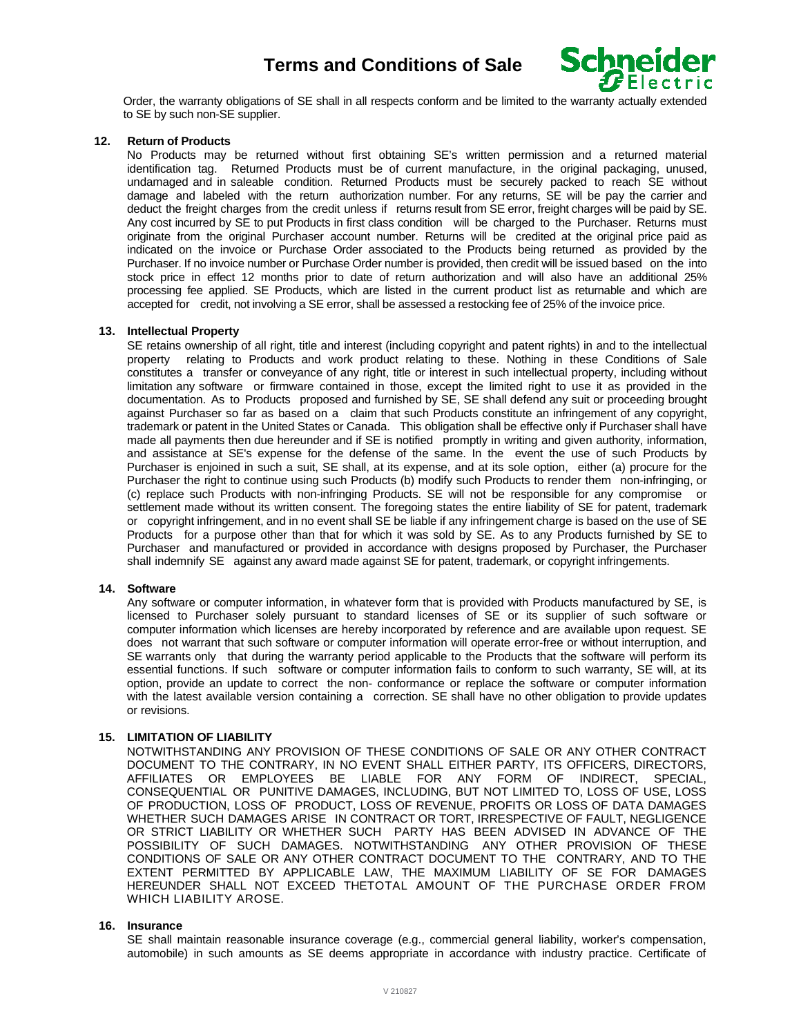Order, the warranty obligations of SE shall in all respects conform and be limited to the warranty actually extended to SE by such non-SE supplier.

**12. Return of Products**

No Products may be returned without first obtaining SE's written permission and a returned material identification tag. Returned Products must be of current manufacture, in the original packaging, unused, undamaged and in saleable condition. Returned Products must be securely packed to reach SE without damage and labeled with the return authorization number. For any returns, SE will be pay the carrier and deduct the freight charges from the credit unless if returns result from SE error, freight charges will be paid by SE. Any cost incurred by SE to put Products in first class condition will be charged to the Purchaser. Returns must originate from the original Purchaser account number. Returns will be credited at the original price paid as indicated on the invoice or Purchase Order associated to the Products being returned as provided by the Purchaser. If no invoice number or Purchase Order number is provided, then credit will be issued based on the into stock price in effect 12 months prior to date of return authorization and will also have an additional 25% processing fee applied. SE Products, which are listed in the current product list as returnable and which are accepted for credit, not involving a SE error, shall be assessed a restocking fee of 25% of the invoice price.

**13. Intellectual Property**

SE retains ownership of all right, title and interest (including copyright and patent rights) in and to the intellectual property relating to Products and work product relating to these. Nothing in these Conditions of Sale constitutes a transfer or conveyance of any right, title or interest in such intellectual property, including without limitation any software or firmware contained in those, except the limited right to use it as provided in the documentation. As to Products proposed and furnished by SE, SE shall defend any suit or proceeding brought against Purchaser so far as based on a claim that such Products constitute an infringement of any copyright, trademark or patent in the United States or Canada. This obligation shall be effective only if Purchaser shall have made all payments then due hereunder and if SE is notified promptly in writing and given authority, information, and assistance at SE's expense for the defense of the same. In the event the use of such Products by Purchaser is enjoined in such a suit, SE shall, at its expense, and at its sole option, either (a) procure for the Purchaser the right to continue using such Products (b) modify such Products to render them non-infringing, or (c) replace such Products with non-infringing Products. SE will not be responsible for any compromise or settlement made without its written consent. The foregoing states the entire liability of SE for patent, trademark or copyright infringement, and in no event shall SE be liable if any infringement charge is based on the use of SE Products for a purpose other than that for which it was sold by SE. As to any Products furnished by SE to Purchaser and manufactured or provided in accordance with designs proposed by Purchaser, the Purchaser shall indemnify SE against any award made against SE for patent, trademark, or copyright infringements.

**14. Software**

Any software or computer information, in whatever form that is provided with Products manufactured by SE, is licensed to Purchaser solely pursuant to standard licenses of SE or its supplier of such software or computer information which licenses are hereby incorporated by reference and are available upon request. SE does not warrant that such software or computer information will operate error-free or without interruption, and SE warrants only that during the warranty period applicable to the Products that the software will perform its essential functions. If such software or computer information fails to conform to such warranty, SE will, at its option, provide an update to correct the non- conformance or replace the software or computer information with the latest available version containing a correction. SE shall have no other obligation to provide updates or revisions.

**15. LIMITATION OF LIABILITY**

NOTWITHSTANDING ANY PROVISION OF THESE CONDITIONS OF SALE OR ANY OTHER CONTRACT DOCUMENT TO THE CONTRARY, IN NO EVENT SHALL EITHER PARTY, ITS OFFICERS, DIRECTORS, AFFILIATES OR EMPLOYEES BE LIABLE FOR ANY FORM OF INDIRECT, SPECIAL, CONSEQUENTIAL OR PUNITIVE DAMAGES, INCLUDING, BUT NOT LIMITED TO, LOSS OF USE, LOSS OF PRODUCTION, LOSS OF PRODUCT, LOSS OF REVENUE, PROFITS OR LOSS OF DATA DAMAGES WHETHER SUCH DAMAGES ARISE IN CONTRACT OR TORT, IRRESPECTIVE OF FAULT, NEGLIGENCE OR STRICT LIABILITY OR WHETHER SUCH PARTY HAS BEEN ADVISED IN ADVANCE OF THE POSSIBILITY OF SUCH DAMAGES. NOTWITHSTANDING ANY OTHER PROVISION OF THESE CONDITIONS OF SALE OR ANY OTHER CONTRACT DOCUMENT TO THE CONTRARY, AND TO THE EXTENT PERMITTED BY APPLICABLE LAW, THE MAXIMUM LIABILITY OF SE FOR DAMAGES HEREUNDER SHALL NOT EXCEED THETOTAL AMOUNT OF THE PURCHASE ORDER FROM WHICH LIABILITY AROSE.

**16. Insurance**

SE shall maintain reasonable insurance coverage (e.g., commercial general liability, worker's compensation, automobile) in such amounts as SE deems appropriate in accordance with industry practice. Certificate of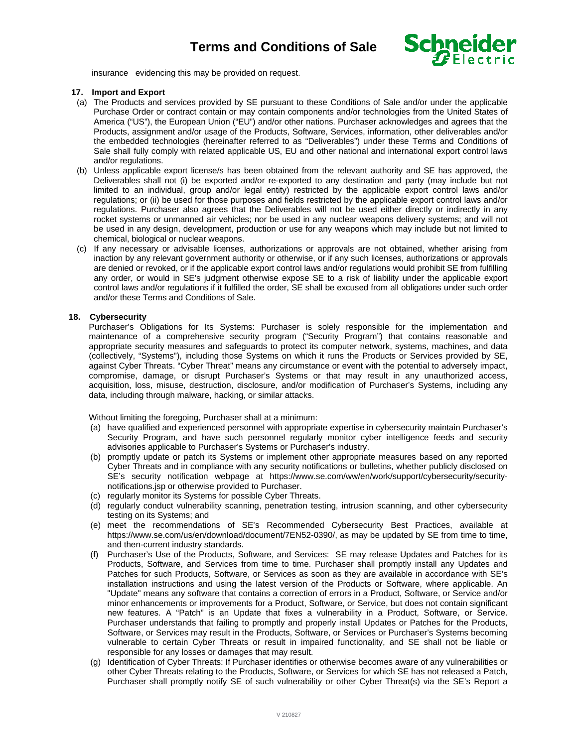insurance evidencing this may be provided on request.

**17. Import and Export**

(a) The Products and services provided by SE pursuant to these Conditions of Sale and/or under the applicable Purchase Order or contract contain or may contain components and/or technologies from the United States of America ("US"), the European Union ("EU") and/or other nations. Purchaser acknowledges and agrees that the Products, assignment and/or usage of the Products, Software, Services, information, other deliverables and/or the embedded technologies (hereinafter referred to as "Deliverables") under these Terms and Conditions of Sale shall fully comply with related applicable US, EU and other national and international export control laws and/or regulations.

(b) Unless applicable export license/s has been obtained from the relevant authority and SE has approved, the Deliverables shall not (i) be exported and/or re-exported to any destination and party (may include but not limited to an individual, group and/or legal entity) restricted by the applicable export control laws and/or regulations; or (ii) be used for those purposes and fields restricted by the applicable export control laws and/or regulations. Purchaser also agrees that the Deliverables will not be used either directly or indirectly in any rocket systems or unmanned air vehicles; nor be used in any nuclear weapons delivery systems; and will not be used in any design, development, production or use for any weapons which may include but not limited to chemical, biological or nuclear weapons.

(c) If any necessary or advisable licenses, authorizations or approvals are not obtained, whether arising from inaction by any relevant government authority or otherwise, or if any such licenses, authorizations or approvals are denied or revoked, or if the applicable export control laws and/or regulations would prohibit SE from fulfilling any order, or would in SE's judgment otherwise expose SE to a risk of liability under the applicable export control laws and/or regulations if it fulfilled the order, SE shall be excused from all obligations under such order and/or these Terms and Conditions of Sale.

**18. Cybersecurity**

Purchaser's Obligations for Its Systems: Purchaser is solely responsible for the implementation and maintenance of a comprehensive security program ("Security Program") that contains reasonable and appropriate security measures and safeguards to protect its computer network, systems, machines, and data (collectively, "Systems"), including those Systems on which it runs the Products or Services provided by SE, against Cyber Threats. "Cyber Threat" means any circumstance or event with the potential to adversely impact, compromise, damage, or disrupt Purchaser's Systems or that may result in any unauthorized access, acquisition, loss, misuse, destruction, disclosure, and/or modification of Purchaser's Systems, including any data, including through malware, hacking, or similar attacks.

Without limiting the foregoing, Purchaser shall at a minimum:

(a) have qualified and experienced personnel with appropriate expertise in cybersecurity maintain Purchaser's Security Program, and have such personnel regularly monitor cyber intelligence feeds and security advisories applicable to Purchaser's Systems or Purchaser's industry.

(b) promptly update or patch its Systems or implement other appropriate measures based on any reported Cyber Threats and in compliance with any security notifications or bulletins, whether publicly disclosed on SE's security notification webpage at https://www.se.com/ww/en/work/support/cybersecurity/security-notifications.jsp or otherwise provided to Purchaser.

(c) regularly monitor its Systems for possible Cyber Threats.

(d) regularly conduct vulnerability scanning, penetration testing, intrusion scanning, and other cybersecurity testing on its Systems; and

(e) meet the recommendations of SE's Recommended Cybersecurity Best Practices, available at https://www.se.com/us/en/download/document/7EN52-0390/, as may be updated by SE from time to time, and then-current industry standards.

(f) Purchaser's Use of the Products, Software, and Services: SE may release Updates and Patches for its Products, Software, and Services from time to time. Purchaser shall promptly install any Updates and Patches for such Products, Software, or Services as soon as they are available in accordance with SE's installation instructions and using the latest version of the Products or Software, where applicable. An "Update" means any software that contains a correction of errors in a Product, Software, or Service and/or minor enhancements or improvements for a Product, Software, or Service, but does not contain significant new features. A "Patch" is an Update that fixes a vulnerability in a Product, Software, or Service. Purchaser understands that failing to promptly and properly install Updates or Patches for the Products, Software, or Services may result in the Products, Software, or Services or Purchaser's Systems becoming vulnerable to certain Cyber Threats or result in impaired functionality, and SE shall not be liable or responsible for any losses or damages that may result.

(g) Identification of Cyber Threats: If Purchaser identifies or otherwise becomes aware of any vulnerabilities or other Cyber Threats relating to the Products, Software, or Services for which SE has not released a Patch, Purchaser shall promptly notify SE of such vulnerability or other Cyber Threat(s) via the SE's Report a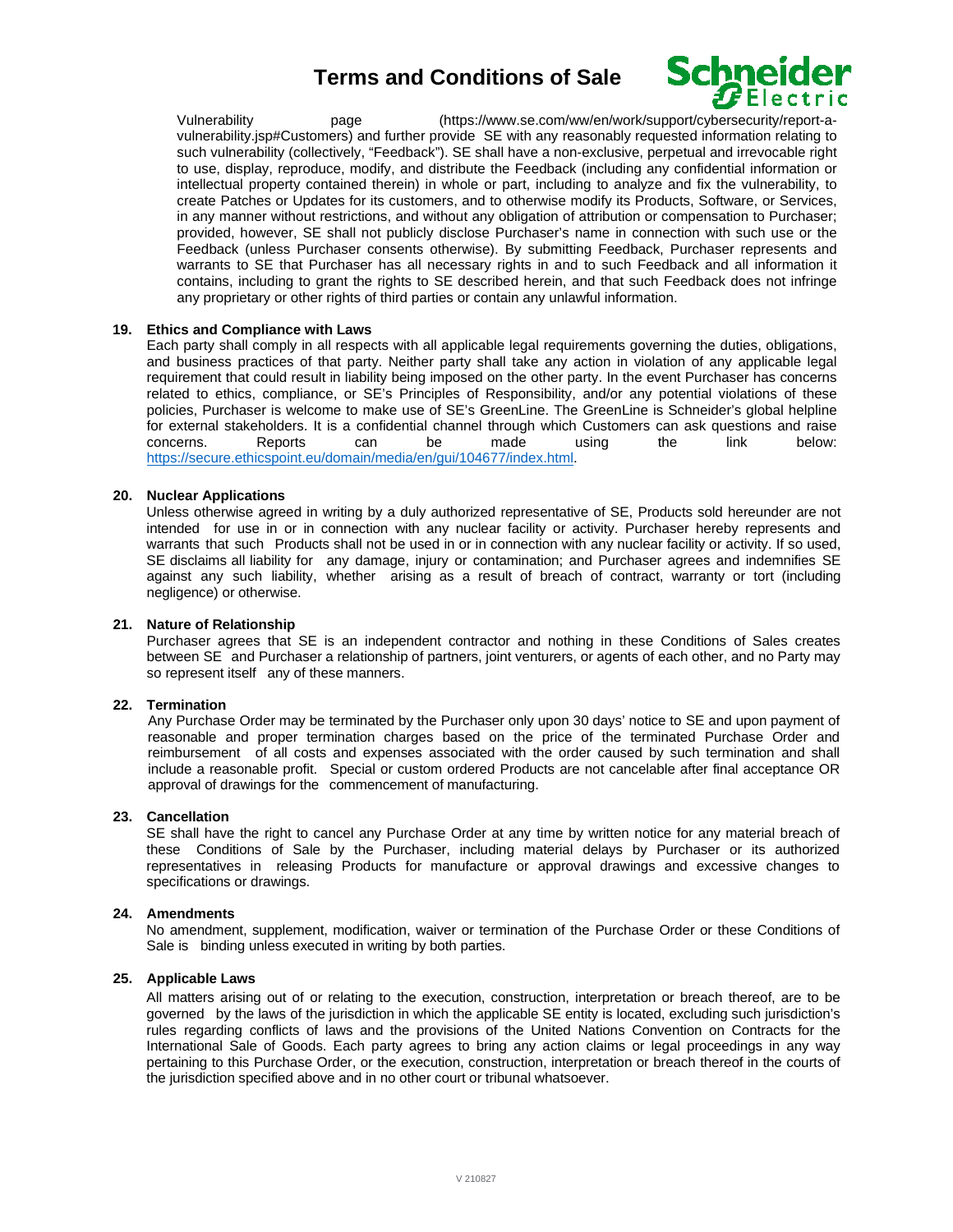Vulnerability page (https://www.se.com/ww/en/work/support/cybersecurity/report-a-vulnerability.jsp#Customers) and further provide SE with any reasonably requested information relating to such vulnerability (collectively, "Feedback"). SE shall have a non-exclusive, perpetual and irrevocable right to use, display, reproduce, modify, and distribute the Feedback (including any confidential information or intellectual property contained therein) in whole or part, including to analyze and fix the vulnerability, to create Patches or Updates for its customers, and to otherwise modify its Products, Software, or Services, in any manner without restrictions, and without any obligation of attribution or compensation to Purchaser; provided, however, SE shall not publicly disclose Purchaser's name in connection with such use or the Feedback (unless Purchaser consents otherwise). By submitting Feedback, Purchaser represents and warrants to SE that Purchaser has all necessary rights in and to such Feedback and all information it contains, including to grant the rights to SE described herein, and that such Feedback does not infringe any proprietary or other rights of third parties or contain any unlawful information.

**19. Ethics and Compliance with Laws**

Each party shall comply in all respects with all applicable legal requirements governing the duties, obligations, and business practices of that party. Neither party shall take any action in violation of any applicable legal requirement that could result in liability being imposed on the other party. In the event Purchaser has concerns related to ethics, compliance, or SE's Principles of Responsibility, and/or any potential violations of these policies, Purchaser is welcome to make use of SE's GreenLine. The GreenLine is Schneider's global helpline for external stakeholders. It is a confidential channel through which Customers can ask questions and raise concerns. Reports can be made using the link below: https://secure.ethicspoint.eu/domain/media/en/gui/104677/index.html.

**20. Nuclear Applications**

Unless otherwise agreed in writing by a duly authorized representative of SE, Products sold hereunder are not intended for use in or in connection with any nuclear facility or activity. Purchaser hereby represents and warrants that such Products shall not be used in or in connection with any nuclear facility or activity. If so used, SE disclaims all liability for any damage, injury or contamination; and Purchaser agrees and indemnifies SE against any such liability, whether arising as a result of breach of contract, warranty or tort (including negligence) or otherwise.

**21. Nature of Relationship**

Purchaser agrees that SE is an independent contractor and nothing in these Conditions of Sales creates between SE and Purchaser a relationship of partners, joint venturers, or agents of each other, and no Party may so represent itself any of these manners.

**22. Termination**

Any Purchase Order may be terminated by the Purchaser only upon 30 days' notice to SE and upon payment of reasonable and proper termination charges based on the price of the terminated Purchase Order and reimbursement of all costs and expenses associated with the order caused by such termination and shall include a reasonable profit. Special or custom ordered Products are not cancelable after final acceptance OR approval of drawings for the commencement of manufacturing.

**23. Cancellation**

SE shall have the right to cancel any Purchase Order at any time by written notice for any material breach of these Conditions of Sale by the Purchaser, including material delays by Purchaser or its authorized representatives in releasing Products for manufacture or approval drawings and excessive changes to specifications or drawings.

**24. Amendments**

No amendment, supplement, modification, waiver or termination of the Purchase Order or these Conditions of Sale is binding unless executed in writing by both parties.

**25. Applicable Laws**

All matters arising out of or relating to the execution, construction, interpretation or breach thereof, are to be governed by the laws of the jurisdiction in which the applicable SE entity is located, excluding such jurisdiction's rules regarding conflicts of laws and the provisions of the United Nations Convention on Contracts for the International Sale of Goods. Each party agrees to bring any action claims or legal proceedings in any way pertaining to this Purchase Order, or the execution, construction, interpretation or breach thereof in the courts of the jurisdiction specified above and in no other court or tribunal whatsoever.